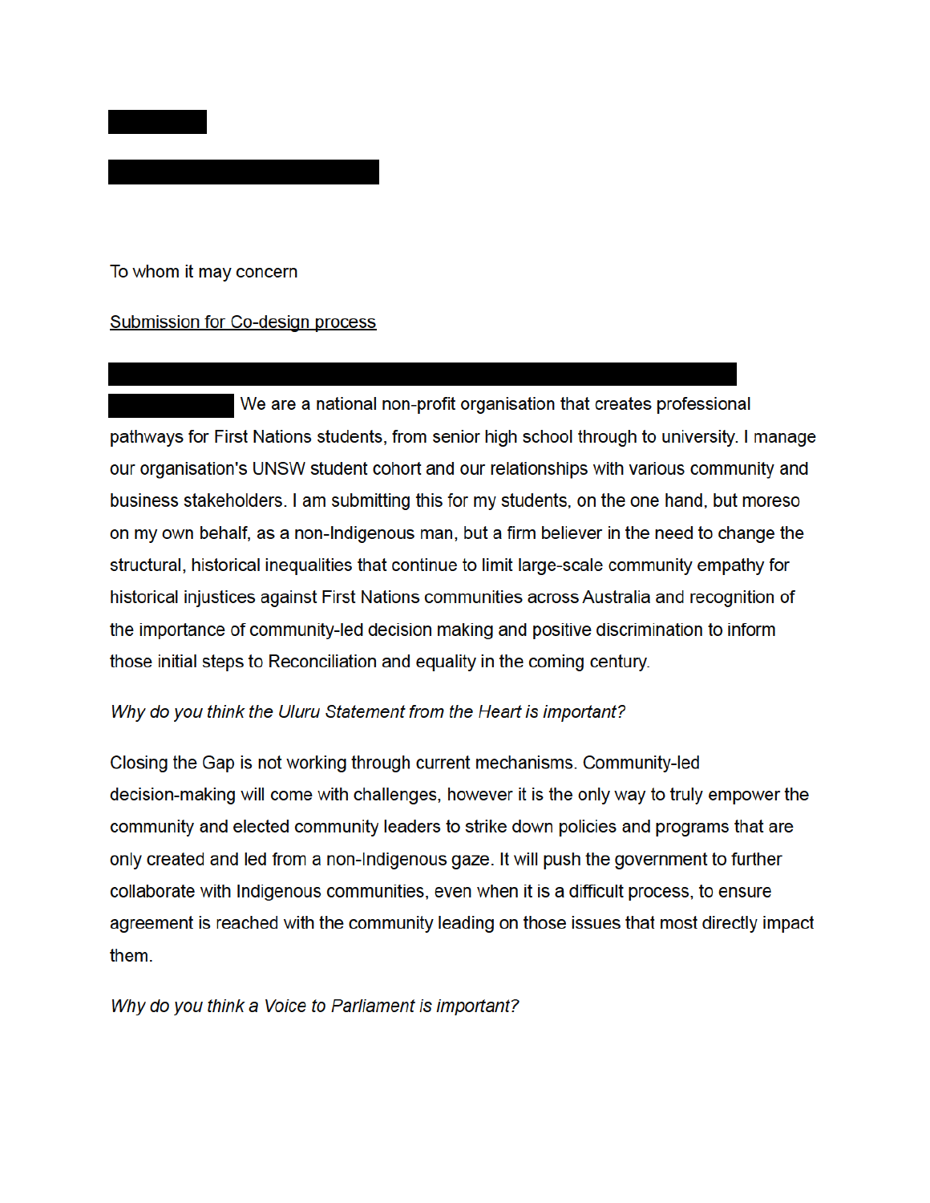To whom it may concern

Submission for Co-design process

We are a national non-profit organisation that creates professional pathways for First Nations students, from senior high school through to university. I manage our organisation's UNSW student cohort and our relationships with various community and business stakeholders. I am submitting this for my students, on the one hand, but moreso on my own behalf, as a non-Indigenous man, but a firm believer in the need to change the structural, historical inequalities that continue to limit large-scale community empathy for historical injustices against First Nations communities across Australia and recognition of the importance of community-led decision making and positive discrimination to inform those initial steps to Reconciliation and equality in the coming century.

*Why do you think the Uluru Statement from the Heart is important?*

Closing the Gap is not working through current mechanisms. Community-led decision-making will come with challenges, however it is the only way to truly empower the community and elected community leaders to strike down policies and programs that are only created and led from a non-Indigenous gaze. It will push the government to further collaborate with Indigenous communities, even when it is a difficult process, to ensure agreement is reached with the community leading on those issues that most directly impact them.

*Why do you think a Voice to Parliament is important?*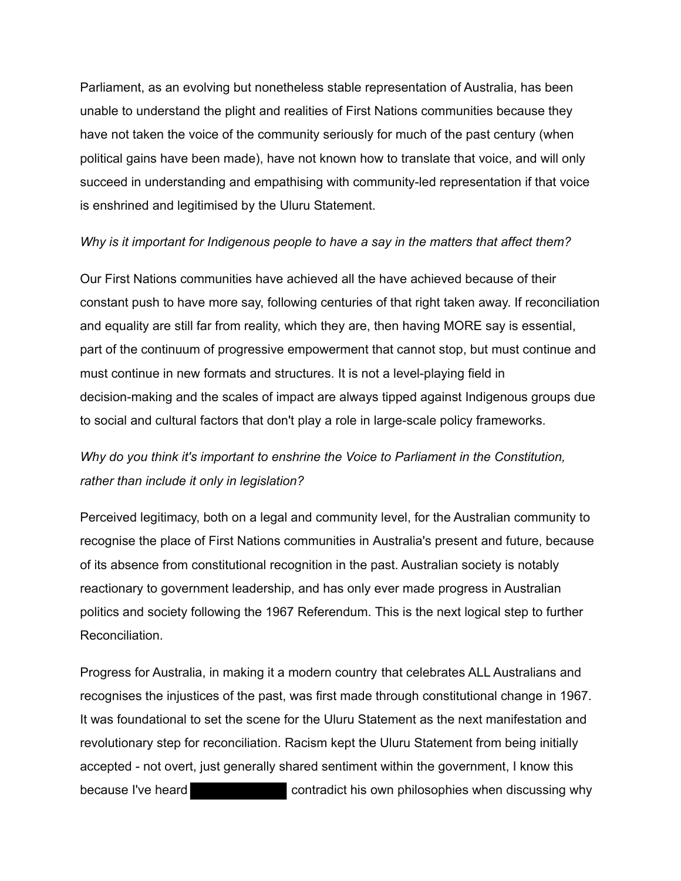Parliament, as an evolving but nonetheless stable representation of Australia, has been unable to understand the plight and realities of First Nations communities because they have not taken the voice of the community seriously for much of the past century (when political gains have been made), have not known how to translate that voice, and will only succeed in understanding and empathising with community-led representation if that voice is enshrined and legitimised by the Uluru Statement.

*Why is it important for Indigenous people to have a say in the matters that affect them?*

Our First Nations communities have achieved all the have achieved because of their constant push to have more say, following centuries of that right taken away. If reconciliation and equality are still far from reality, which they are, then having MORE say is essential, part of the continuum of progressive empowerment that cannot stop, but must continue and must continue in new formats and structures. It is not a level-playing field in decision-making and the scales of impact are always tipped against Indigenous groups due to social and cultural factors that don't play a role in large-scale policy frameworks.

*Why do you think it's important to enshrine the Voice to Parliament in the Constitution, rather than include it only in legislation?*

Perceived legitimacy, both on a legal and community level, for the Australian community to recognise the place of First Nations communities in Australia's present and future, because of its absence from constitutional recognition in the past. Australian society is notably reactionary to government leadership, and has only ever made progress in Australian politics and society following the 1967 Referendum. This is the next logical step to further Reconciliation.

Progress for Australia, in making it a modern country that celebrates ALL Australians and recognises the injustices of the past, was first made through constitutional change in 1967. It was foundational to set the scene for the Uluru Statement as the next manifestation and revolutionary step for reconciliation. Racism kept the Uluru Statement from being initially accepted - not overt, just generally shared sentiment within the government, I know this because I've heard [REDACTED] contradict his own philosophies when discussing why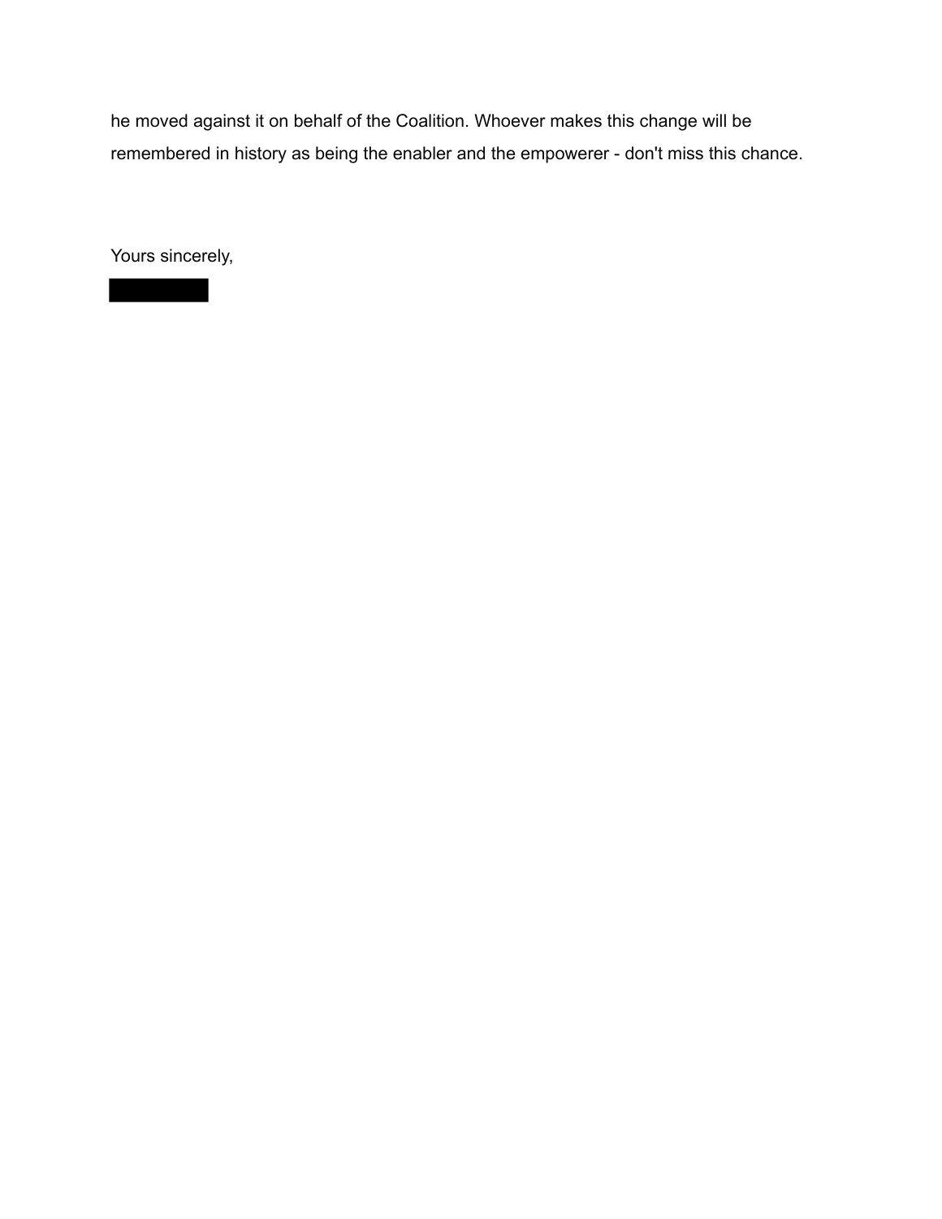he moved against it on behalf of the Coalition. Whoever makes this change will be remembered in history as being the enabler and the empowerer - don't miss this chance.

Yours sincerely,